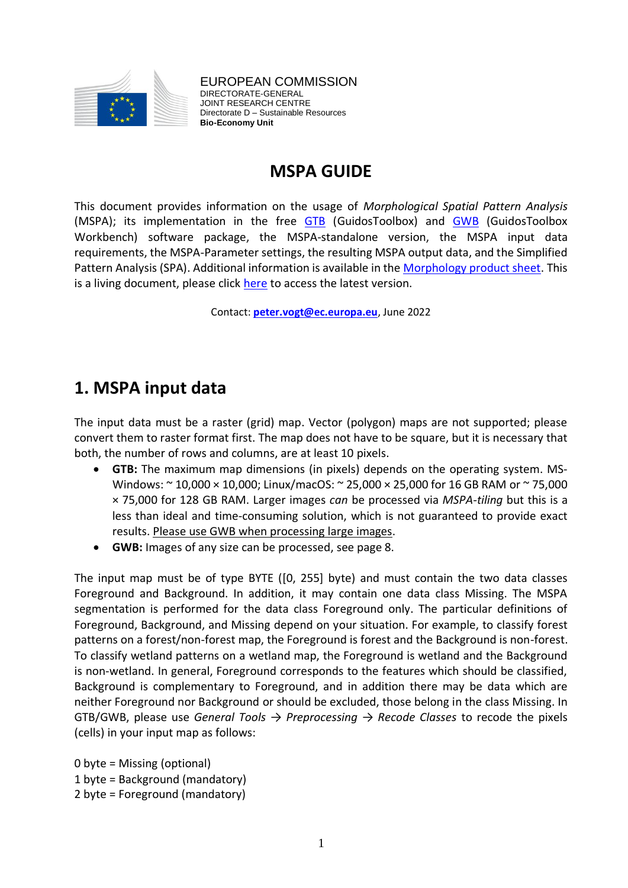EUROPEAN COMMISSION
DIRECTORATE-GENERAL
JOINT RESEARCH CENTRE
Directorate D – Sustainable Resources
**Bio-Economy Unit**

# MSPA GUIDE

This document provides information on the usage of *Morphological Spatial Pattern Analysis* (MSPA); its implementation in the free GTB (GuidosToolbox) and GWB (GuidosToolbox Workbench) software package, the MSPA-standalone version, the MSPA input data requirements, the MSPA-Parameter settings, the resulting MSPA output data, and the Simplified Pattern Analysis (SPA). Additional information is available in the Morphology product sheet. This is a living document, please click here to access the latest version.

Contact: **peter.vogt@ec.europa.eu**, June 2022

## 1. MSPA input data

The input data must be a raster (grid) map. Vector (polygon) maps are not supported; please convert them to raster format first. The map does not have to be square, but it is necessary that both, the number of rows and columns, are at least 10 pixels.

- **GTB:** The maximum map dimensions (in pixels) depends on the operating system. MS-Windows: ~ 10,000 × 10,000; Linux/macOS: ~ 25,000 × 25,000 for 16 GB RAM or ~ 75,000 × 75,000 for 128 GB RAM. Larger images *can* be processed via *MSPA-tiling* but this is a less than ideal and time-consuming solution, which is not guaranteed to provide exact results. Please use GWB when processing large images.
- **GWB:** Images of any size can be processed, see page 8.

The input map must be of type BYTE ([0, 255] byte) and must contain the two data classes Foreground and Background. In addition, it may contain one data class Missing. The MSPA segmentation is performed for the data class Foreground only. The particular definitions of Foreground, Background, and Missing depend on your situation. For example, to classify forest patterns on a forest/non-forest map, the Foreground is forest and the Background is non-forest. To classify wetland patterns on a wetland map, the Foreground is wetland and the Background is non-wetland. In general, Foreground corresponds to the features which should be classified, Background is complementary to Foreground, and in addition there may be data which are neither Foreground nor Background or should be excluded, those belong in the class Missing. In GTB/GWB, please use *General Tools* → *Preprocessing* → *Recode Classes* to recode the pixels (cells) in your input map as follows:

0 byte = Missing (optional)
1 byte = Background (mandatory)
2 byte = Foreground (mandatory)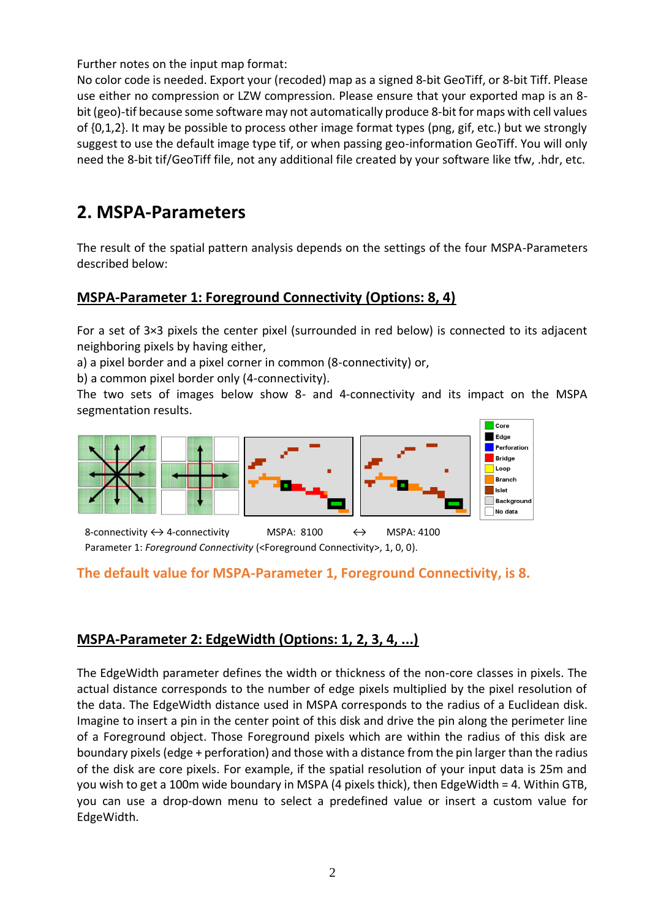Further notes on the input map format:
No color code is needed. Export your (recoded) map as a signed 8-bit GeoTiff, or 8-bit Tiff. Please use either no compression or LZW compression. Please ensure that your exported map is an 8-bit (geo)-tif because some software may not automatically produce 8-bit for maps with cell values of {0,1,2}. It may be possible to process other image format types (png, gif, etc.) but we strongly suggest to use the default image type tif, or when passing geo-information GeoTiff. You will only need the 8-bit tif/GeoTiff file, not any additional file created by your software like tfw, .hdr, etc.

## 2. MSPA-Parameters

The result of the spatial pattern analysis depends on the settings of the four MSPA-Parameters described below:

### MSPA-Parameter 1: Foreground Connectivity (Options: 8, 4)

For a set of 3×3 pixels the center pixel (surrounded in red below) is connected to its adjacent neighboring pixels by having either,
a) a pixel border and a pixel corner in common (8-connectivity) or,
b) a common pixel border only (4-connectivity).
The two sets of images below show 8- and 4-connectivity and its impact on the MSPA segmentation results.

8-connectivity ↔ 4-connectivity MSPA: 8100 ↔ MSPA: 4100
Parameter 1: *Foreground Connectivity* (<Foreground Connectivity>, 1, 0, 0).

**The default value for MSPA-Parameter 1, Foreground Connectivity, is 8.**

### MSPA-Parameter 2: EdgeWidth (Options: 1, 2, 3, 4, ...)

The EdgeWidth parameter defines the width or thickness of the non-core classes in pixels. The actual distance corresponds to the number of edge pixels multiplied by the pixel resolution of the data. The EdgeWidth distance used in MSPA corresponds to the radius of a Euclidean disk. Imagine to insert a pin in the center point of this disk and drive the pin along the perimeter line of a Foreground object. Those Foreground pixels which are within the radius of this disk are boundary pixels (edge + perforation) and those with a distance from the pin larger than the radius of the disk are core pixels. For example, if the spatial resolution of your input data is 25m and you wish to get a 100m wide boundary in MSPA (4 pixels thick), then EdgeWidth = 4. Within GTB, you can use a drop-down menu to select a predefined value or insert a custom value for EdgeWidth.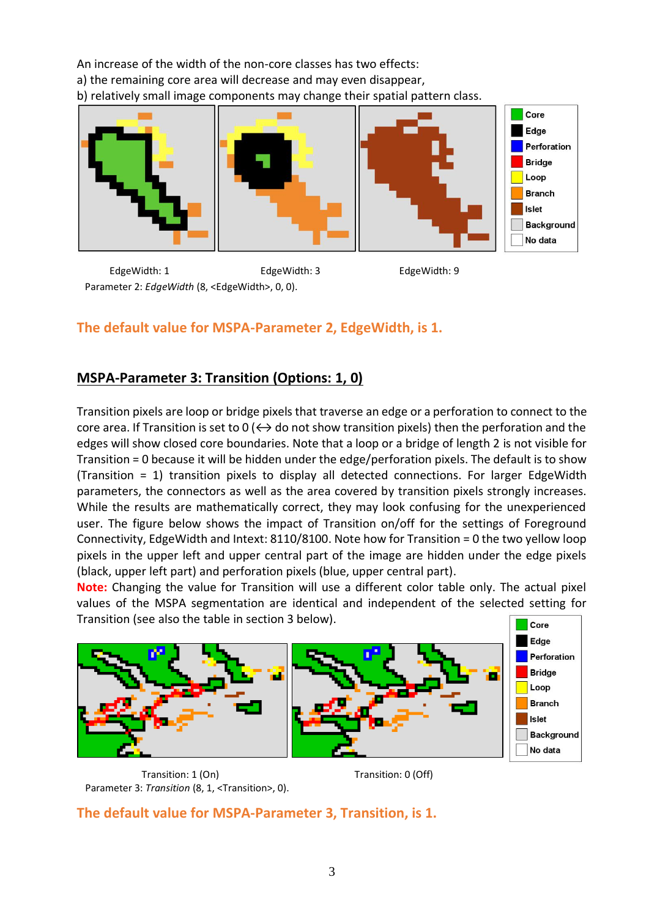An increase of the width of the non-core classes has two effects:
a) the remaining core area will decrease and may even disappear,
b) relatively small image components may change their spatial pattern class.

EdgeWidth: 1 EdgeWidth: 3 EdgeWidth: 9

Parameter 2: *EdgeWidth* (8, <EdgeWidth>, 0, 0).

**The default value for MSPA-Parameter 2, EdgeWidth, is 1.**

## MSPA-Parameter 3: Transition (Options: 1, 0)

Transition pixels are loop or bridge pixels that traverse an edge or a perforation to connect to the core area. If Transition is set to 0 (↔ do not show transition pixels) then the perforation and the edges will show closed core boundaries. Note that a loop or a bridge of length 2 is not visible for Transition = 0 because it will be hidden under the edge/perforation pixels. The default is to show (Transition = 1) transition pixels to display all detected connections. For larger EdgeWidth parameters, the connectors as well as the area covered by transition pixels strongly increases. While the results are mathematically correct, they may look confusing for the unexperienced user. The figure below shows the impact of Transition on/off for the settings of Foreground Connectivity, EdgeWidth and Intext: 8110/8100. Note how for Transition = 0 the two yellow loop pixels in the upper left and upper central part of the image are hidden under the edge pixels (black, upper left part) and perforation pixels (blue, upper central part).

**Note:** Changing the value for Transition will use a different color table only. The actual pixel values of the MSPA segmentation are identical and independent of the selected setting for Transition (see also the table in section 3 below).

Transition: 1 (On) Transition: 0 (Off)

Parameter 3: *Transition* (8, 1, <Transition>, 0).

**The default value for MSPA-Parameter 3, Transition, is 1.**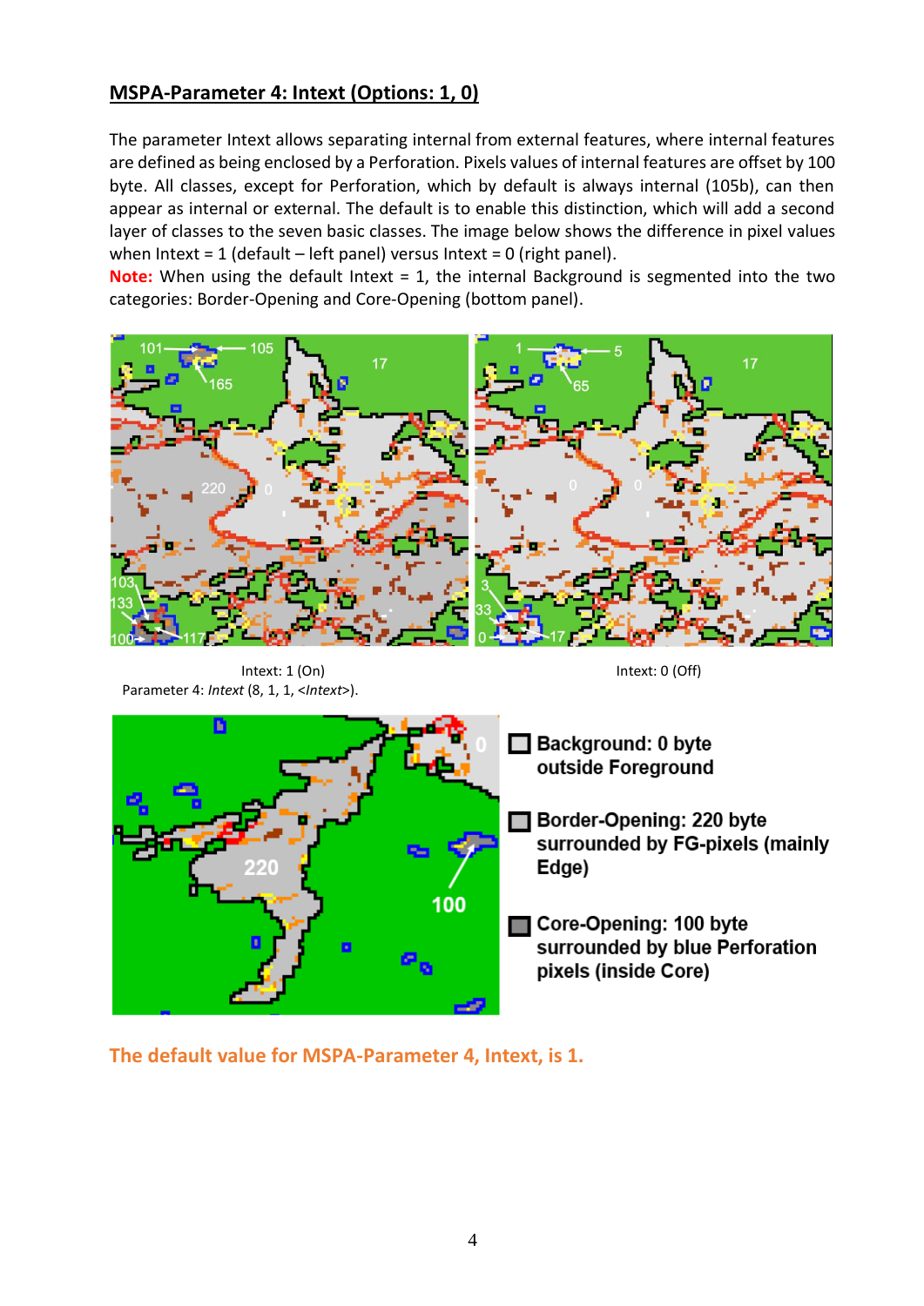## MSPA-Parameter 4: Intext (Options: 1, 0)

The parameter Intext allows separating internal from external features, where internal features are defined as being enclosed by a Perforation. Pixels values of internal features are offset by 100 byte. All classes, except for Perforation, which by default is always internal (105b), can then appear as internal or external. The default is to enable this distinction, which will add a second layer of classes to the seven basic classes. The image below shows the difference in pixel values when Intext = 1 (default – left panel) versus Intext = 0 (right panel).

**Note:** When using the default Intext = 1, the internal Background is segmented into the two categories: Border-Opening and Core-Opening (bottom panel).

Intext: 1 (On)

Parameter 4: *Intext* (8, 1, 1, <*Intext*>).

Intext: 0 (Off)

**Background: 0 byte outside Foreground**

**Border-Opening: 220 byte surrounded by FG-pixels (mainly Edge)**

**Core-Opening: 100 byte surrounded by blue Perforation pixels (inside Core)**

**The default value for MSPA-Parameter 4, Intext, is 1.**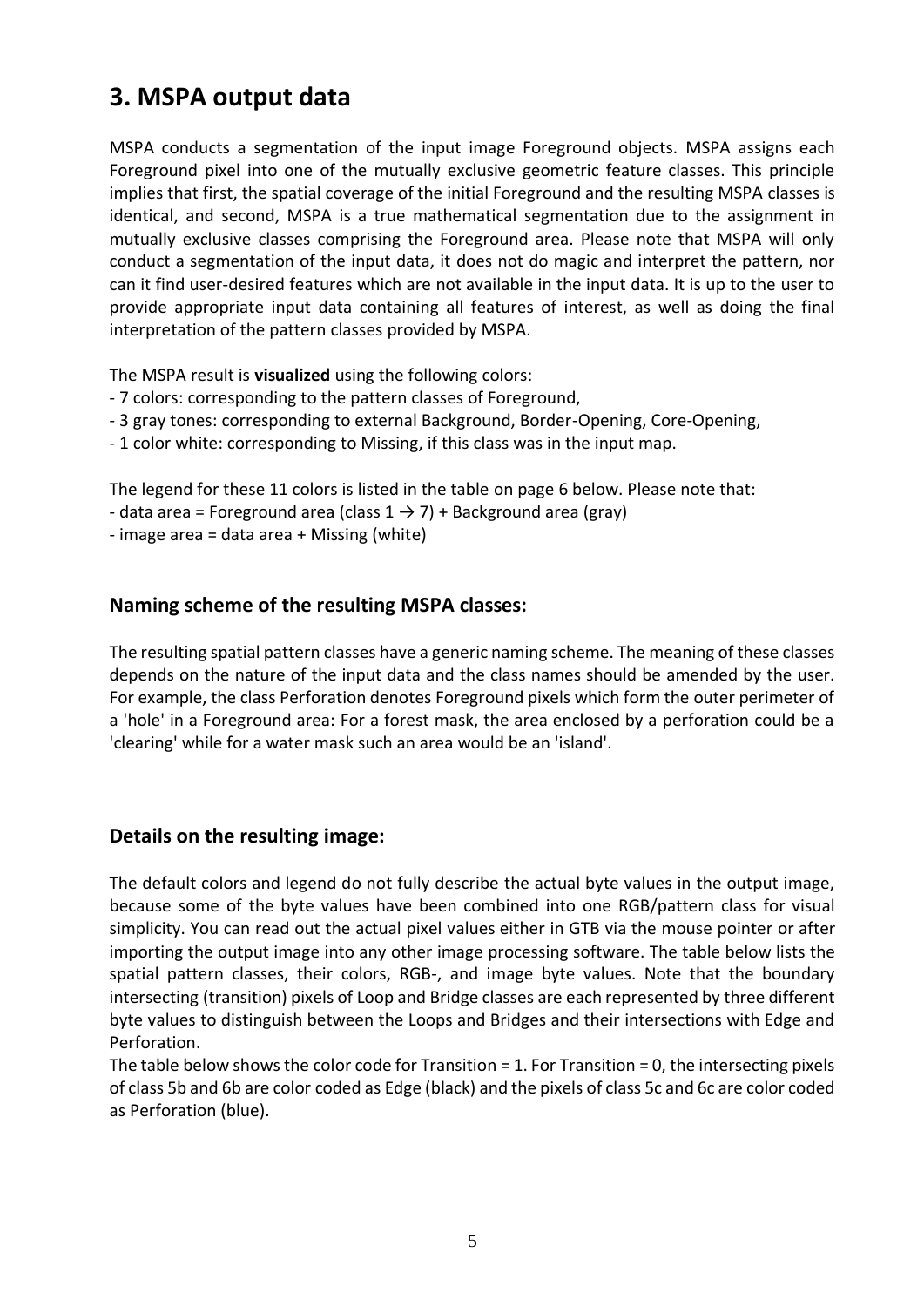# 3. MSPA output data

MSPA conducts a segmentation of the input image Foreground objects. MSPA assigns each Foreground pixel into one of the mutually exclusive geometric feature classes. This principle implies that first, the spatial coverage of the initial Foreground and the resulting MSPA classes is identical, and second, MSPA is a true mathematical segmentation due to the assignment in mutually exclusive classes comprising the Foreground area. Please note that MSPA will only conduct a segmentation of the input data, it does not do magic and interpret the pattern, nor can it find user-desired features which are not available in the input data. It is up to the user to provide appropriate input data containing all features of interest, as well as doing the final interpretation of the pattern classes provided by MSPA.

The MSPA result is **visualized** using the following colors:
- 7 colors: corresponding to the pattern classes of Foreground,
- 3 gray tones: corresponding to external Background, Border-Opening, Core-Opening,
- 1 color white: corresponding to Missing, if this class was in the input map.

The legend for these 11 colors is listed in the table on page 6 below. Please note that:
- data area = Foreground area (class 1 → 7) + Background area (gray)
- image area = data area + Missing (white)

## Naming scheme of the resulting MSPA classes:

The resulting spatial pattern classes have a generic naming scheme. The meaning of these classes depends on the nature of the input data and the class names should be amended by the user. For example, the class Perforation denotes Foreground pixels which form the outer perimeter of a 'hole' in a Foreground area: For a forest mask, the area enclosed by a perforation could be a 'clearing' while for a water mask such an area would be an 'island'.

## Details on the resulting image:

The default colors and legend do not fully describe the actual byte values in the output image, because some of the byte values have been combined into one RGB/pattern class for visual simplicity. You can read out the actual pixel values either in GTB via the mouse pointer or after importing the output image into any other image processing software. The table below lists the spatial pattern classes, their colors, RGB-, and image byte values. Note that the boundary intersecting (transition) pixels of Loop and Bridge classes are each represented by three different byte values to distinguish between the Loops and Bridges and their intersections with Edge and Perforation.

The table below shows the color code for Transition = 1. For Transition = 0, the intersecting pixels of class 5b and 6b are color coded as Edge (black) and the pixels of class 5c and 6c are color coded as Perforation (blue).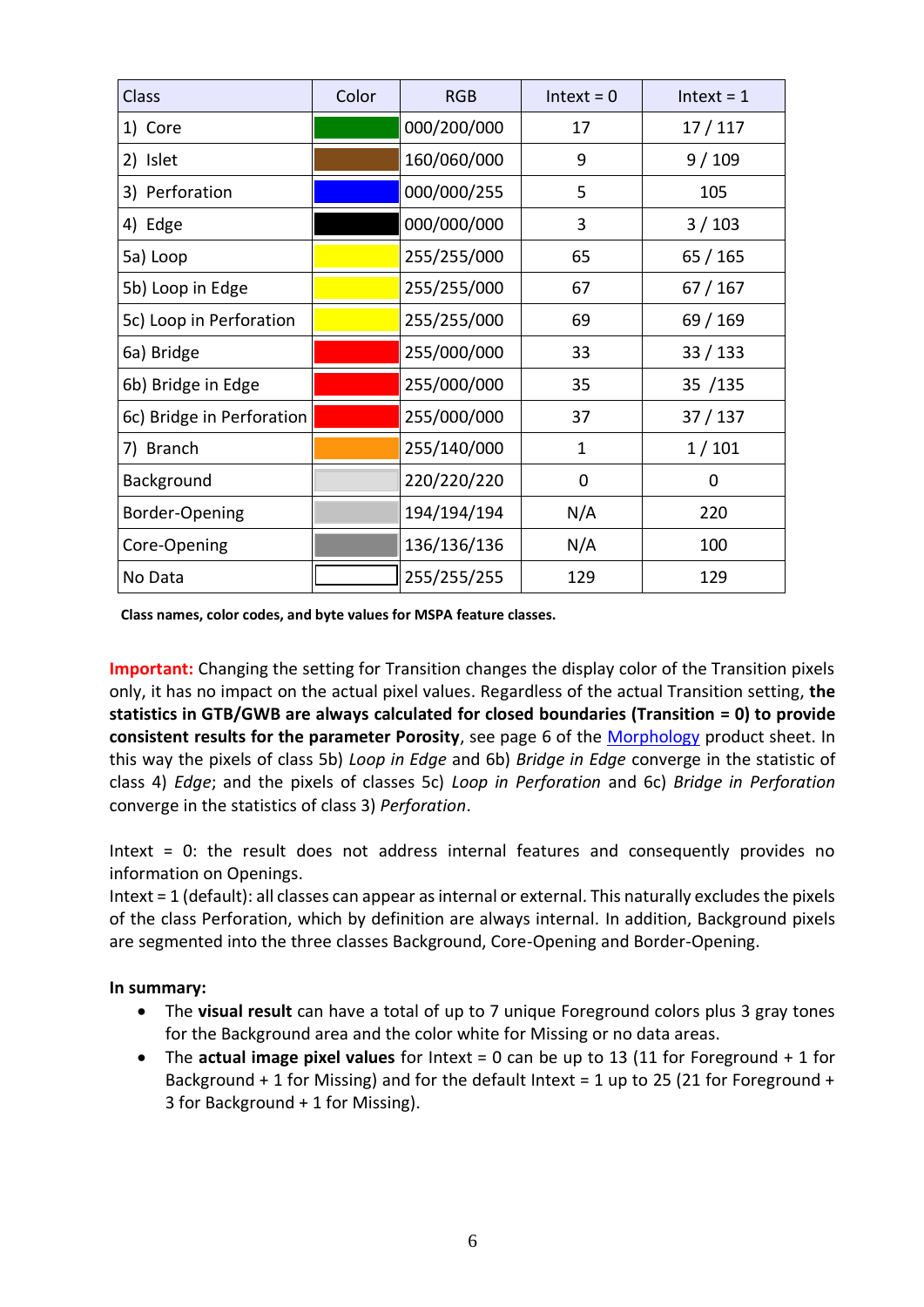| Class | Color | RGB | Intext = 0 | Intext = 1 |
|---|---|---|---|---|
| 1) Core | | 000/200/000 | 17 | 17 / 117 |
| 2) Islet | | 160/060/000 | 9 | 9 / 109 |
| 3) Perforation | | 000/000/255 | 5 | 105 |
| 4) Edge | | 000/000/000 | 3 | 3 / 103 |
| 5a) Loop | | 255/255/000 | 65 | 65 / 165 |
| 5b) Loop in Edge | | 255/255/000 | 67 | 67 / 167 |
| 5c) Loop in Perforation | | 255/255/000 | 69 | 69 / 169 |
| 6a) Bridge | | 255/000/000 | 33 | 33 / 133 |
| 6b) Bridge in Edge | | 255/000/000 | 35 | 35 /135 |
| 6c) Bridge in Perforation | | 255/000/000 | 37 | 37 / 137 |
| 7) Branch | | 255/140/000 | 1 | 1 / 101 |
| Background | | 220/220/220 | 0 | 0 |
| Border-Opening | | 194/194/194 | N/A | 220 |
| Core-Opening | | 136/136/136 | N/A | 100 |
| No Data | | 255/255/255 | 129 | 129 |

**Class names, color codes, and byte values for MSPA feature classes.**

**Important:** Changing the setting for Transition changes the display color of the Transition pixels only, it has no impact on the actual pixel values. Regardless of the actual Transition setting, **the statistics in GTB/GWB are always calculated for closed boundaries (Transition = 0) to provide consistent results for the parameter Porosity**, see page 6 of the Morphology product sheet. In this way the pixels of class 5b) *Loop in Edge* and 6b) *Bridge in Edge* converge in the statistic of class 4) *Edge*; and the pixels of classes 5c) *Loop in Perforation* and 6c) *Bridge in Perforation* converge in the statistics of class 3) *Perforation*.

Intext = 0: the result does not address internal features and consequently provides no information on Openings.
Intext = 1 (default): all classes can appear as internal or external. This naturally excludes the pixels of the class Perforation, which by definition are always internal. In addition, Background pixels are segmented into the three classes Background, Core-Opening and Border-Opening.

**In summary:**

- The **visual result** can have a total of up to 7 unique Foreground colors plus 3 gray tones for the Background area and the color white for Missing or no data areas.
- The **actual image pixel values** for Intext = 0 can be up to 13 (11 for Foreground + 1 for Background + 1 for Missing) and for the default Intext = 1 up to 25 (21 for Foreground + 3 for Background + 1 for Missing).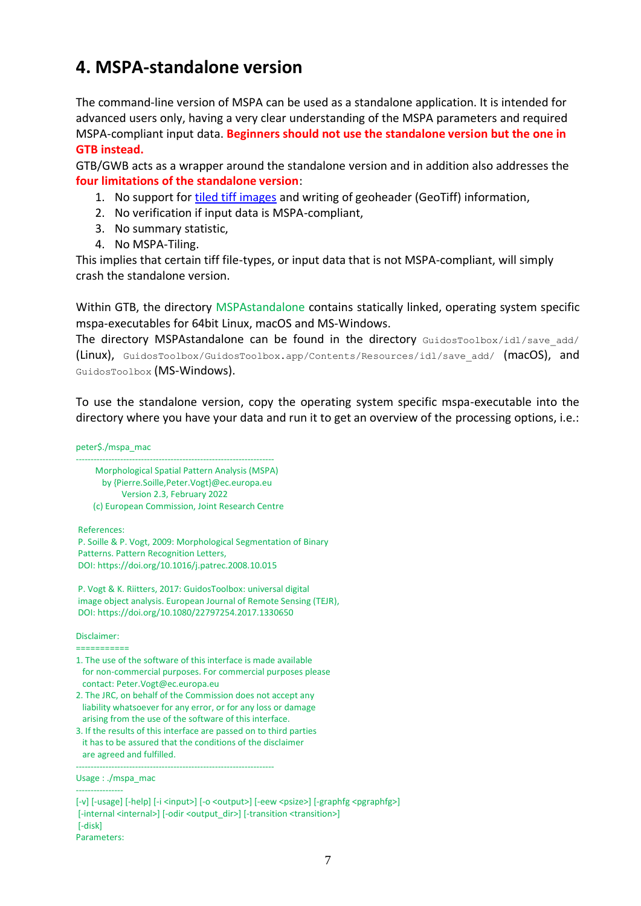# 4. MSPA-standalone version

The command-line version of MSPA can be used as a standalone application. It is intended for advanced users only, having a very clear understanding of the MSPA parameters and required MSPA-compliant input data. **Beginners should not use the standalone version but the one in GTB instead.**

GTB/GWB acts as a wrapper around the standalone version and in addition also addresses the **four limitations of the standalone version**:

1. No support for tiled tiff images and writing of geoheader (GeoTiff) information,
2. No verification if input data is MSPA-compliant,
3. No summary statistic,
4. No MSPA-Tiling.

This implies that certain tiff file-types, or input data that is not MSPA-compliant, will simply crash the standalone version.

Within GTB, the directory MSPAstandalone contains statically linked, operating system specific mspa-executables for 64bit Linux, macOS and MS-Windows.
The directory MSPAstandalone can be found in the directory `GuidosToolbox/idl/save_add/` (Linux), `GuidosToolbox/GuidosToolbox.app/Contents/Resources/idl/save_add/` (macOS), and `GuidosToolbox` (MS-Windows).

To use the standalone version, copy the operating system specific mspa-executable into the directory where you have your data and run it to get an overview of the processing options, i.e.:

```
peter$./mspa_mac
-------------------------------------------------------------------
       Morphological Spatial Pattern Analysis (MSPA)
         by {Pierre.Soille,Peter.Vogt}@ec.europa.eu
              Version 2.3, February 2022
      (c) European Commission, Joint Research Centre

 References:
 P. Soille & P. Vogt, 2009: Morphological Segmentation of Binary
 Patterns. Pattern Recognition Letters,
 DOI: https://doi.org/10.1016/j.patrec.2008.10.015

 P. Vogt & K. Riitters, 2017: GuidosToolbox: universal digital
 image object analysis. European Journal of Remote Sensing (TEJR),
 DOI: https://doi.org/10.1080/22797254.2017.1330650

Disclaimer:
===========
1. The use of the software of this interface is made available
   for non-commercial purposes. For commercial purposes please
   contact: Peter.Vogt@ec.europa.eu
2. The JRC, on behalf of the Commission does not accept any
   liability whatsoever for any error, or for any loss or damage
   arising from the use of the software of this interface.
3. If the results of this interface are passed on to third parties
   it has to be assured that the conditions of the disclaimer
   are agreed and fulfilled.
-------------------------------------------------------------------
Usage : ./mspa_mac
----------------
[-v] [-usage] [-help] [-i <input>] [-o <output>] [-eew <psize>] [-graphfg <pgraphfg>]
 [-internal <internal>] [-odir <output_dir>] [-transition <transition>]
 [-disk]
Parameters:
```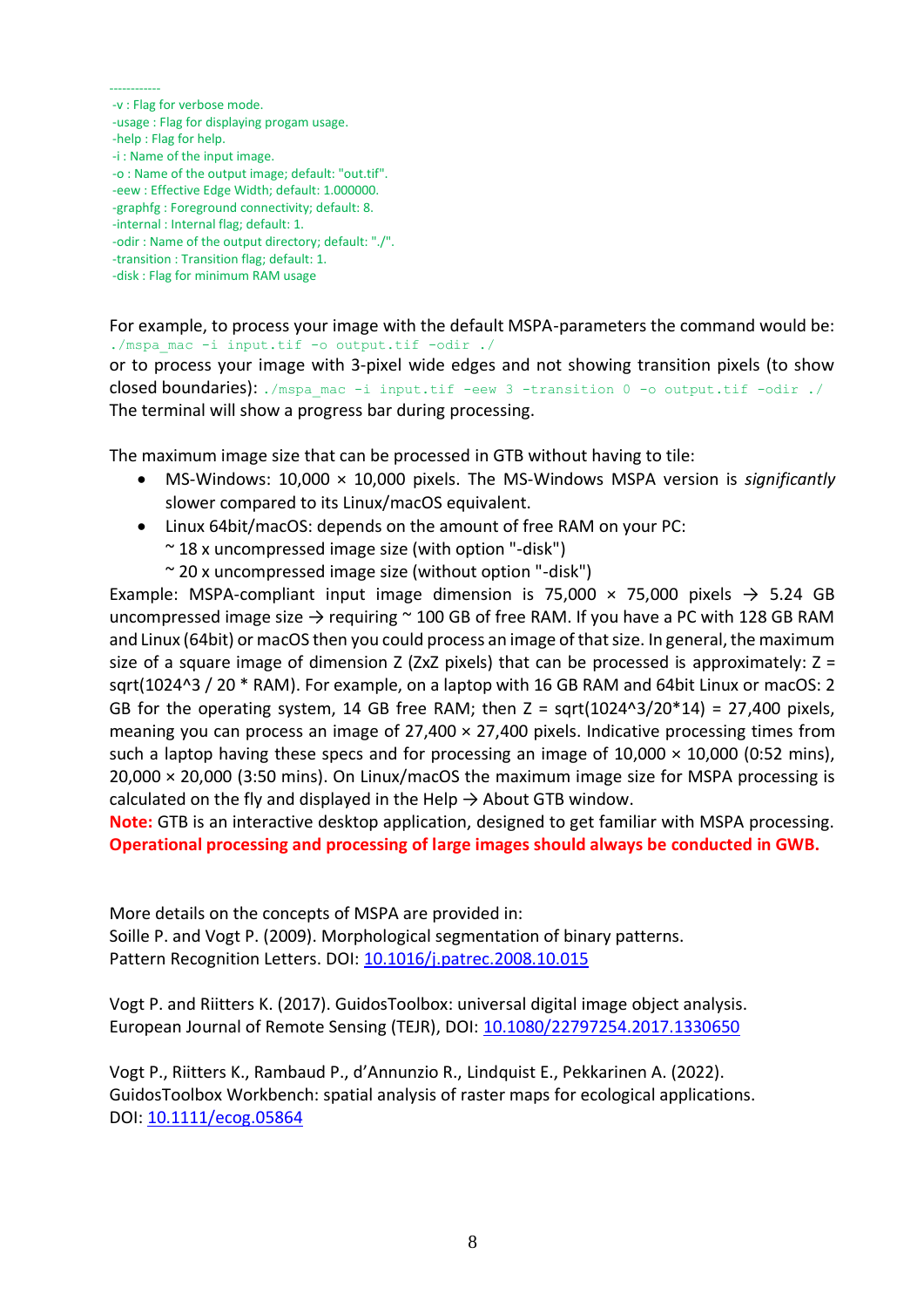```
------------
-v : Flag for verbose mode.
-usage : Flag for displaying progam usage.
-help : Flag for help.
-i : Name of the input image.
-o : Name of the output image; default: "out.tif".
-eew : Effective Edge Width; default: 1.000000.
-graphfg : Foreground connectivity; default: 8.
-internal : Internal flag; default: 1.
-odir : Name of the output directory; default: "./".
-transition : Transition flag; default: 1.
-disk : Flag for minimum RAM usage
```

For example, to process your image with the default MSPA-parameters the command would be: `./mspa_mac -i input.tif -o output.tif -odir ./`
or to process your image with 3-pixel wide edges and not showing transition pixels (to show closed boundaries): `./mspa_mac -i input.tif -eew 3 -transition 0 -o output.tif -odir ./`
The terminal will show a progress bar during processing.

The maximum image size that can be processed in GTB without having to tile:

- MS-Windows: 10,000 × 10,000 pixels. The MS-Windows MSPA version is *significantly* slower compared to its Linux/macOS equivalent.
- Linux 64bit/macOS: depends on the amount of free RAM on your PC:
  ~ 18 x uncompressed image size (with option "-disk")
  ~ 20 x uncompressed image size (without option "-disk")

Example: MSPA-compliant input image dimension is 75,000 × 75,000 pixels → 5.24 GB uncompressed image size → requiring ~ 100 GB of free RAM. If you have a PC with 128 GB RAM and Linux (64bit) or macOS then you could process an image of that size. In general, the maximum size of a square image of dimension Z (ZxZ pixels) that can be processed is approximately: Z = sqrt(1024^3 / 20 * RAM). For example, on a laptop with 16 GB RAM and 64bit Linux or macOS: 2 GB for the operating system, 14 GB free RAM; then Z = sqrt(1024^3/20*14) = 27,400 pixels, meaning you can process an image of 27,400 × 27,400 pixels. Indicative processing times from such a laptop having these specs and for processing an image of 10,000 × 10,000 (0:52 mins), 20,000 × 20,000 (3:50 mins). On Linux/macOS the maximum image size for MSPA processing is calculated on the fly and displayed in the Help → About GTB window.
**Note:** GTB is an interactive desktop application, designed to get familiar with MSPA processing. **Operational processing and processing of large images should always be conducted in GWB.**

More details on the concepts of MSPA are provided in:
Soille P. and Vogt P. (2009). Morphological segmentation of binary patterns. Pattern Recognition Letters. DOI: [10.1016/j.patrec.2008.10.015](https://doi.org/10.1016/j.patrec.2008.10.015)

Vogt P. and Riitters K. (2017). GuidosToolbox: universal digital image object analysis. European Journal of Remote Sensing (TEJR), DOI: [10.1080/22797254.2017.1330650](https://doi.org/10.1080/22797254.2017.1330650)

Vogt P., Riitters K., Rambaud P., d'Annunzio R., Lindquist E., Pekkarinen A. (2022). GuidosToolbox Workbench: spatial analysis of raster maps for ecological applications. DOI: [10.1111/ecog.05864](https://doi.org/10.1111/ecog.05864)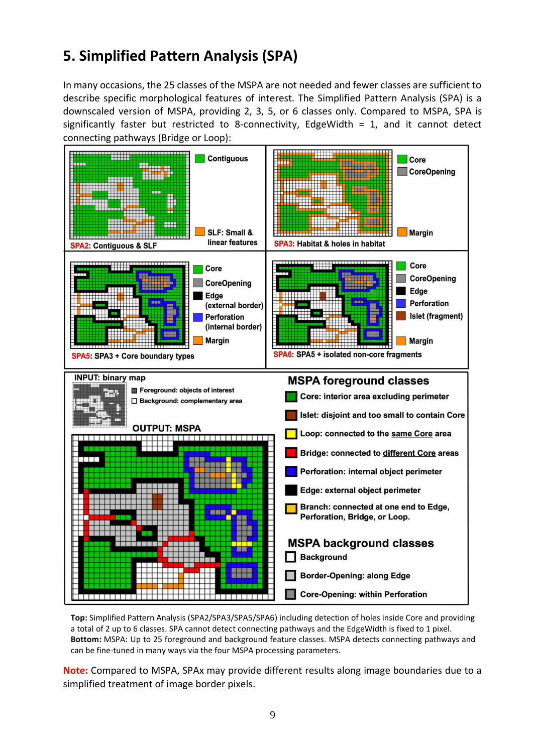# 5. Simplified Pattern Analysis (SPA)

In many occasions, the 25 classes of the MSPA are not needed and fewer classes are sufficient to describe specific morphological features of interest. The Simplified Pattern Analysis (SPA) is a downscaled version of MSPA, providing 2, 3, 5, or 6 classes only. Compared to MSPA, SPA is significantly faster but restricted to 8-connectivity, EdgeWidth = 1, and it cannot detect connecting pathways (Bridge or Loop):

SPA2: Contiguous & SLF

Contiguous

SLF: Small & linear features

SPA3: Habitat & holes in habitat

Core

CoreOpening

Margin

SPA5: SPA3 + Core boundary types

Core

CoreOpening

Edge (external border)

Perforation (internal border)

Margin

SPA6: SPA5 + isolated non-core fragments

Core

CoreOpening

Edge

Perforation

Islet (fragment)

Margin

INPUT: binary map

Foreground: objects of interest

Background: complementary area

OUTPUT: MSPA

MSPA foreground classes

Core: interior area excluding perimeter

Islet: disjoint and too small to contain Core

Loop: connected to the same Core area

Bridge: connected to different Core areas

Perforation: internal object perimeter

Edge: external object perimeter

Branch: connected at one end to Edge, Perforation, Bridge, or Loop.

MSPA background classes

Background

Border-Opening: along Edge

Core-Opening: within Perforation

**Top:** Simplified Pattern Analysis (SPA2/SPA3/SPA5/SPA6) including detection of holes inside Core and providing a total of 2 up to 6 classes. SPA cannot detect connecting pathways and the EdgeWidth is fixed to 1 pixel.
**Bottom:** MSPA: Up to 25 foreground and background feature classes. MSPA detects connecting pathways and can be fine-tuned in many ways via the four MSPA processing parameters.

**Note:** Compared to MSPA, SPAx may provide different results along image boundaries due to a simplified treatment of image border pixels.